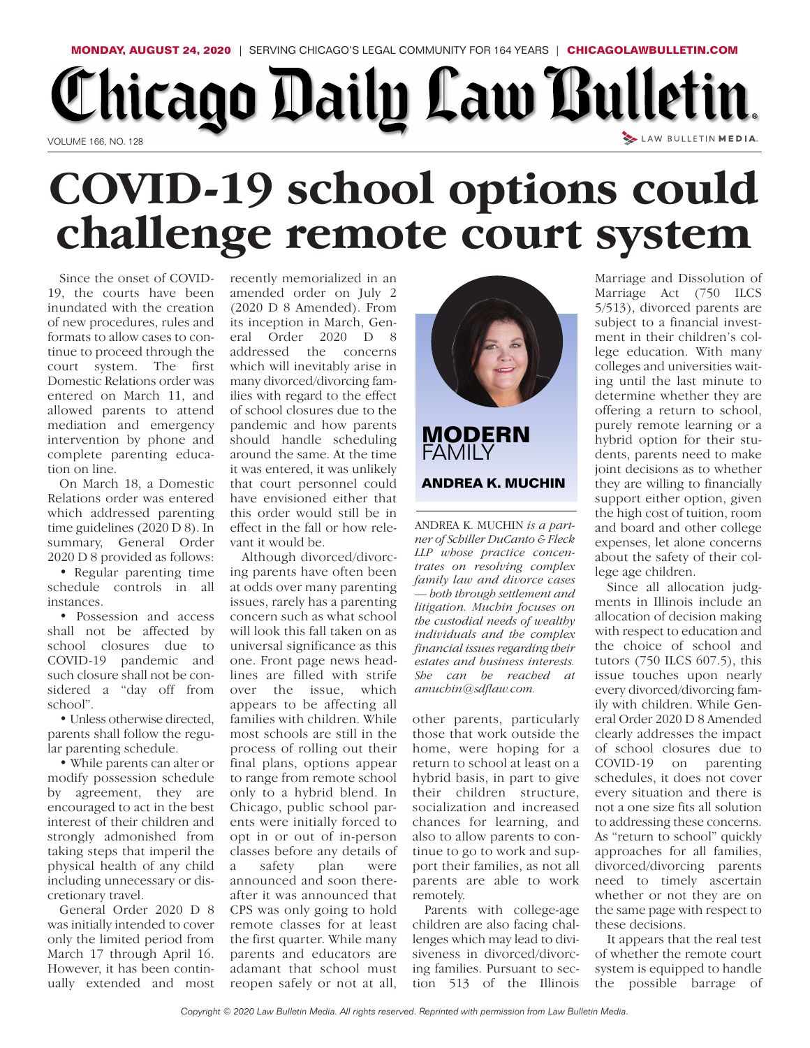# COVID-19 school options could challenge remote court system

**MODERN FAMILY**

**ANDREA K. MUCHIN**

ANDREA K. MUCHIN *is a partner of Schiller DuCanto & Fleck LLP whose practice concentrates on resolving complex family law and divorce cases — both through settlement and litigation. Muchin focuses on the custodial needs of wealthy individuals and the complex financial issues regarding their estates and business interests. She can be reached at amuchin@sdflaw.com.*

Since the onset of COVID-19, the courts have been inundated with the creation of new procedures, rules and formats to allow cases to continue to proceed through the court system. The first Domestic Relations order was entered on March 11, and allowed parents to attend mediation and emergency intervention by phone and complete parenting education on line.

On March 18, a Domestic Relations order was entered which addressed parenting time guidelines (2020 D 8). In summary, General Order 2020 D 8 provided as follows:

- Regular parenting time schedule controls in all instances.
- Possession and access shall not be affected by school closures due to COVID-19 pandemic and such closure shall not be considered a "day off from school".
- Unless otherwise directed, parents shall follow the regular parenting schedule.
- While parents can alter or modify possession schedule by agreement, they are encouraged to act in the best interest of their children and strongly admonished from taking steps that imperil the physical health of any child including unnecessary or discretionary travel.

General Order 2020 D 8 was initially intended to cover only the limited period from March 17 through April 16. However, it has been continually extended and most recently memorialized in an amended order on July 2 (2020 D 8 Amended). From its inception in March, General Order 2020 D 8 addressed the concerns which will inevitably arise in many divorced/divorcing families with regard to the effect of school closures due to the pandemic and how parents should handle scheduling around the same. At the time it was entered, it was unlikely that court personnel could have envisioned either that this order would still be in effect in the fall or how relevant it would be.

Although divorced/divorcing parents have often been at odds over many parenting issues, rarely has a parenting concern such as what school will look this fall taken on as universal significance as this one. Front page news headlines are filled with strife over the issue, which appears to be affecting all families with children. While most schools are still in the process of rolling out their final plans, options appear to range from remote school only to a hybrid blend. In Chicago, public school parents were initially forced to opt in or out of in-person classes before any details of a safety plan were announced and soon thereafter it was announced that CPS was only going to hold remote classes for at least the first quarter. While many parents and educators are adamant that school must reopen safely or not at all, other parents, particularly those that work outside the home, were hoping for a return to school at least on a hybrid basis, in part to give their children structure, socialization and increased chances for learning, and also to allow parents to continue to go to work and support their families, as not all parents are able to work remotely.

Parents with college-age children are also facing challenges which may lead to divisiveness in divorced/divorcing families. Pursuant to section 513 of the Illinois Marriage and Dissolution of Marriage Act (750 ILCS 5/513), divorced parents are subject to a financial investment in their children's college education. With many colleges and universities waiting until the last minute to determine whether they are offering a return to school, purely remote learning or a hybrid option for their students, parents need to make joint decisions as to whether they are willing to financially support either option, given the high cost of tuition, room and board and other college expenses, let alone concerns about the safety of their college age children.

Since all allocation judgments in Illinois include an allocation of decision making with respect to education and the choice of school and tutors (750 ILCS 607.5), this issue touches upon nearly every divorced/divorcing family with children. While General Order 2020 D 8 Amended clearly addresses the impact of school closures due to COVID-19 on parenting schedules, it does not cover every situation and there is not a one size fits all solution to addressing these concerns. As "return to school" quickly approaches for all families, divorced/divorcing parents need to timely ascertain whether or not they are on the same page with respect to these decisions.

It appears that the real test of whether the remote court system is equipped to handle the possible barrage of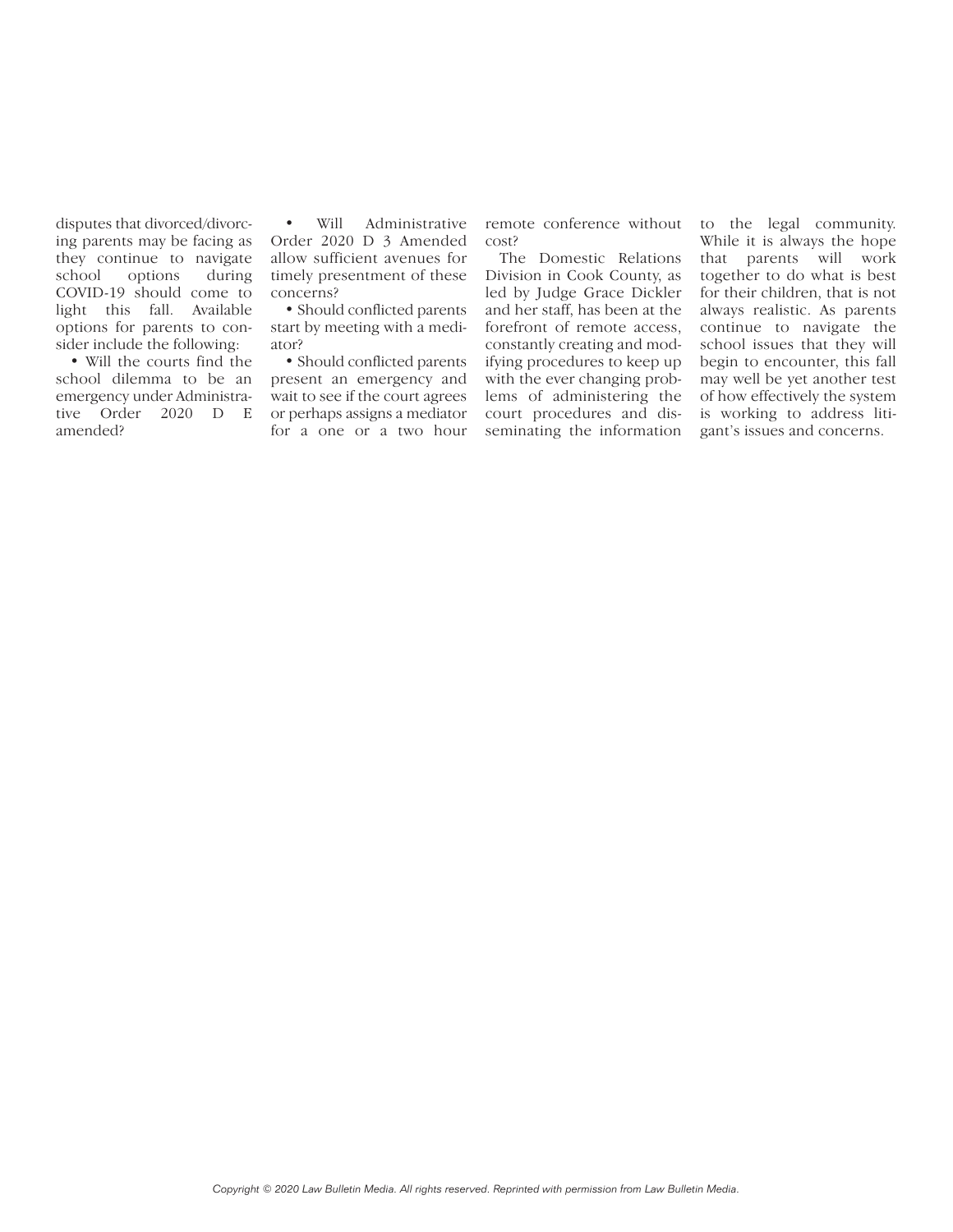disputes that divorced/divorcing parents may be facing as they continue to navigate school options during COVID-19 should come to light this fall. Available options for parents to consider include the following:

• Will the courts find the school dilemma to be an emergency under Administrative Order 2020 D E amended?

• Will Administrative Order 2020 D 3 Amended allow sufficient avenues for timely presentment of these concerns?

• Should conflicted parents start by meeting with a mediator?

• Should conflicted parents present an emergency and wait to see if the court agrees or perhaps assigns a mediator for a one or a two hour remote conference without cost?

The Domestic Relations Division in Cook County, as led by Judge Grace Dickler and her staff, has been at the forefront of remote access, constantly creating and modifying procedures to keep up with the ever changing problems of administering the court procedures and disseminating the information to the legal community. While it is always the hope that parents will work together to do what is best for their children, that is not always realistic. As parents continue to navigate the school issues that they will begin to encounter, this fall may well be yet another test of how effectively the system is working to address litigant's issues and concerns.

*Copyright © 2020 Law Bulletin Media. All rights reserved. Reprinted with permission from Law Bulletin Media.*